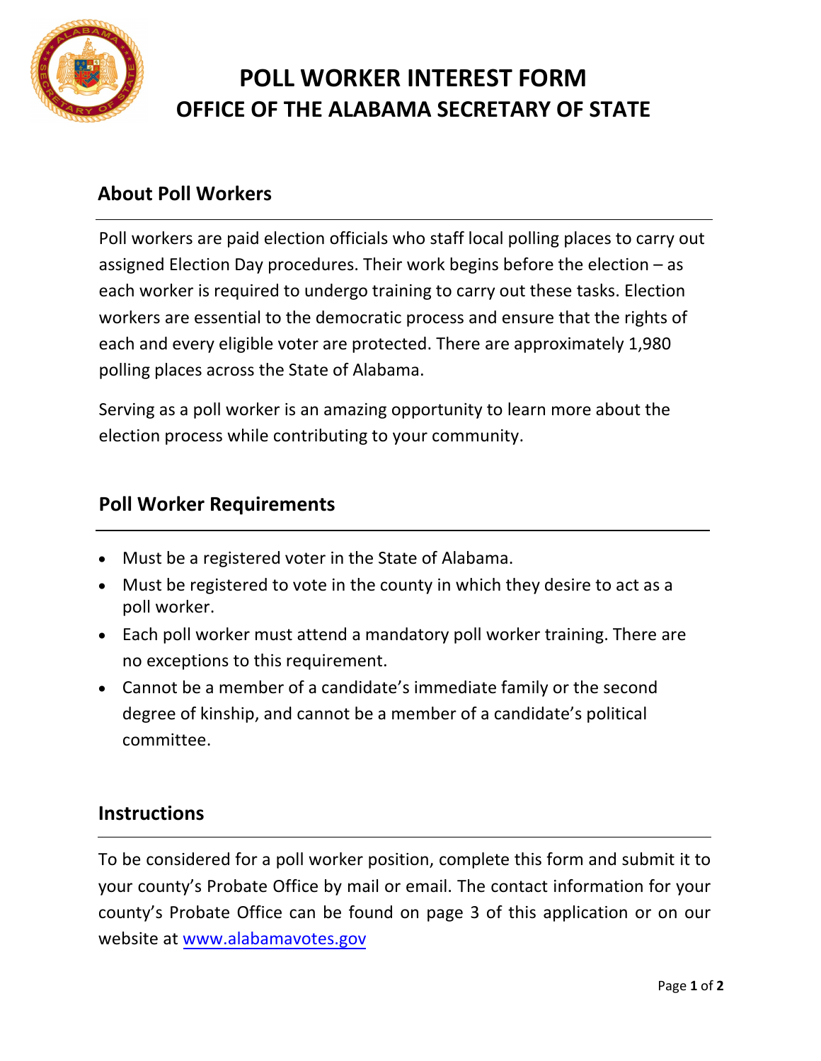# POLL WORKER INTEREST FORM
# OFFICE OF THE ALABAMA SECRETARY OF STATE

## About Poll Workers

Poll workers are paid election officials who staff local polling places to carry out assigned Election Day procedures. Their work begins before the election – as each worker is required to undergo training to carry out these tasks. Election workers are essential to the democratic process and ensure that the rights of each and every eligible voter are protected. There are approximately 1,980 polling places across the State of Alabama.

Serving as a poll worker is an amazing opportunity to learn more about the election process while contributing to your community.

## Poll Worker Requirements

- Must be a registered voter in the State of Alabama.
- Must be registered to vote in the county in which they desire to act as a poll worker.
- Each poll worker must attend a mandatory poll worker training. There are no exceptions to this requirement.
- Cannot be a member of a candidate's immediate family or the second degree of kinship, and cannot be a member of a candidate's political committee.

## Instructions

To be considered for a poll worker position, complete this form and submit it to your county's Probate Office by mail or email. The contact information for your county's Probate Office can be found on page 3 of this application or on our website at [www.alabamavotes.gov](http://www.alabamavotes.gov)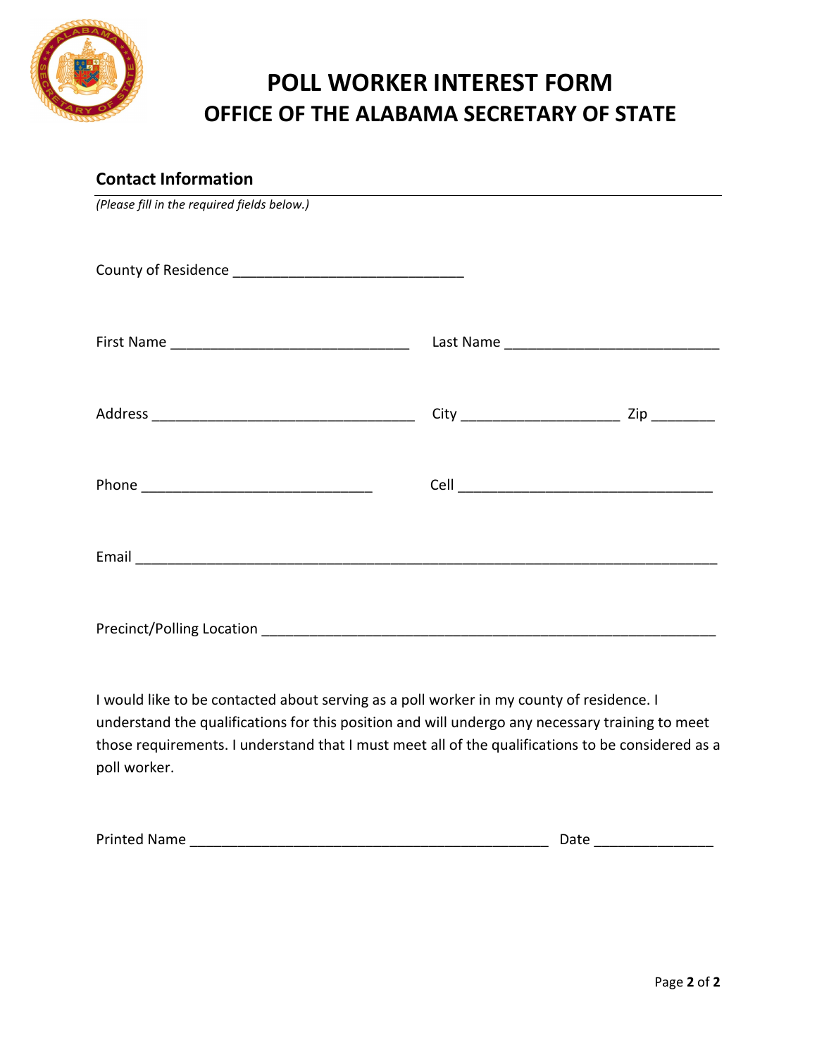# POLL WORKER INTEREST FORM
## OFFICE OF THE ALABAMA SECRETARY OF STATE

### Contact Information

*(Please fill in the required fields below.)*

County of Residence ______________________________

First Name ______________________________ Last Name ______________________________

Address ______________________________ City ____________________ Zip ________

Phone ______________________________ Cell ______________________________

Email ____________________________________________________________________________

Precinct/Polling Location __________________________________________________________

I would like to be contacted about serving as a poll worker in my county of residence. I understand the qualifications for this position and will undergo any necessary training to meet those requirements. I understand that I must meet all of the qualifications to be considered as a poll worker.

Printed Name ______________________________________________ Date _______________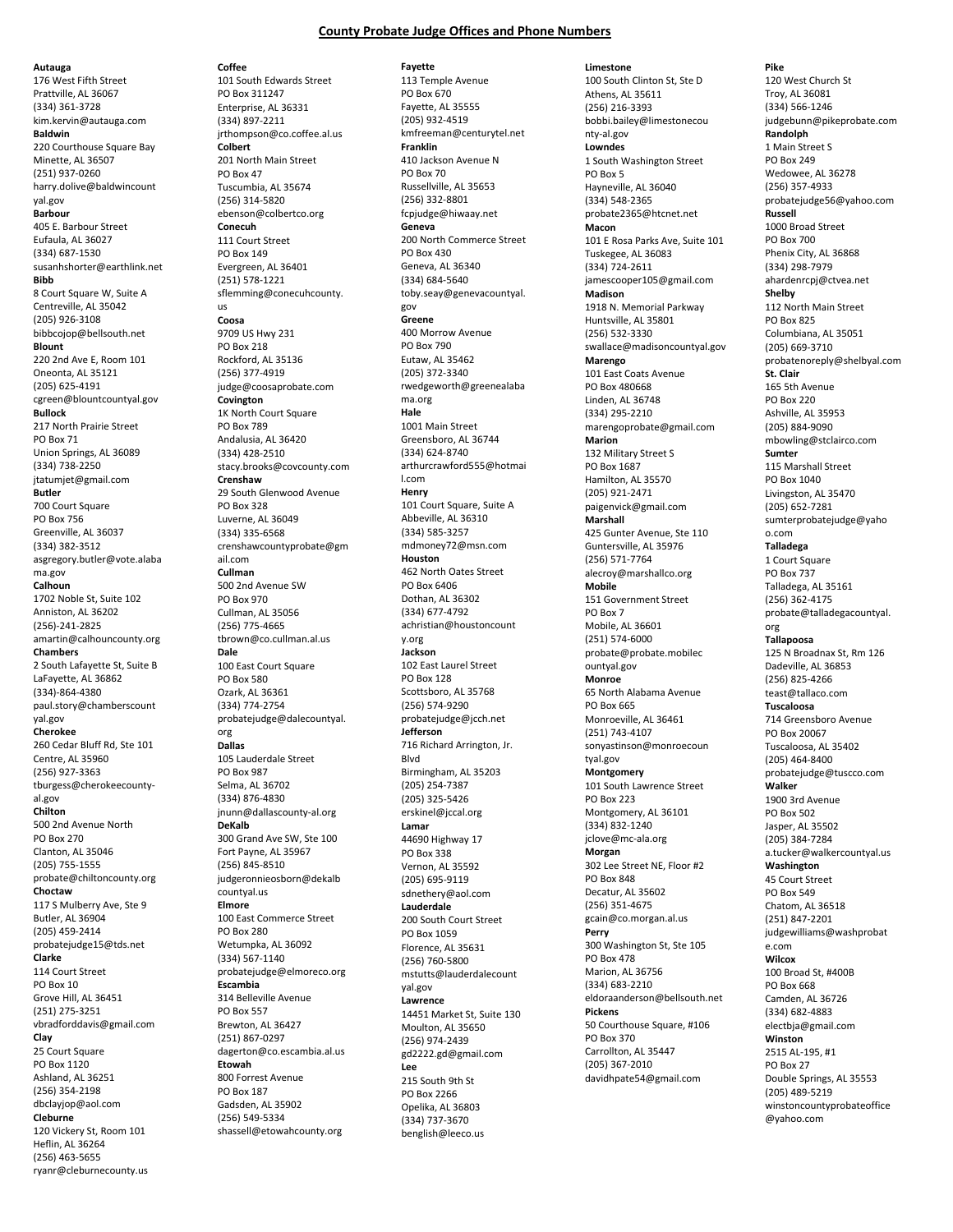# County Probate Judge Offices and Phone Numbers

**Autauga**
176 West Fifth Street
Prattville, AL 36067
(334) 361-3728
kim.kervin@autauga.com

**Baldwin**
220 Courthouse Square Bay
Minette, AL 36507
(251) 937-0260
harry.dolive@baldwincountyal.gov

**Barbour**
405 E. Barbour Street
Eufaula, AL 36027
(334) 687-1530
susanhshorter@earthlink.net

**Bibb**
8 Court Square W, Suite A
Centreville, AL 35042
(205) 926-3108
bibbcojop@bellsouth.net

**Blount**
220 2nd Ave E, Room 101
Oneonta, AL 35121
(205) 625-4191
cgreen@blountcountyal.gov

**Bullock**
217 North Prairie Street
PO Box 71
Union Springs, AL 36089
(334) 738-2250
jtatumjet@gmail.com

**Butler**
700 Court Square
PO Box 756
Greenville, AL 36037
(334) 382-3512
asgregory.butler@vote.alabama.gov

**Calhoun**
1702 Noble St, Suite 102
Anniston, AL 36202
(256)-241-2825
amartin@calhouncounty.org

**Chambers**
2 South Lafayette St, Suite B
LaFayette, AL 36862
(334)-864-4380
paul.story@chamberscountyal.gov

**Cherokee**
260 Cedar Bluff Rd, Ste 101
Centre, AL 35960
(256) 927-3363
tburgess@cherokeecounty-al.gov

**Chilton**
500 2nd Avenue North
PO Box 270
Clanton, AL 35046
(205) 755-1555
probate@chiltoncounty.org

**Choctaw**
117 S Mulberry Ave, Ste 9
Butler, AL 36904
(205) 459-2414
probatejudge15@tds.net

**Clarke**
114 Court Street
PO Box 10
Grove Hill, AL 36451
(251) 275-3251
vbradforddavis@gmail.com

**Clay**
25 Court Square
PO Box 1120
Ashland, AL 36251
(256) 354-2198
dbclayjop@aol.com

**Cleburne**
120 Vickery St, Room 101
Heflin, AL 36264
(256) 463-5655
ryanr@cleburnecounty.us

**Coffee**
101 South Edwards Street
PO Box 311247
Enterprise, AL 36331
(334) 897-2211
jrthompson@co.coffee.al.us

**Colbert**
201 North Main Street
PO Box 47
Tuscumbia, AL 35674
(256) 314-5820
ebenson@colbertco.org

**Conecuh**
111 Court Street
PO Box 149
Evergreen, AL 36401
(251) 578-1221
sflemming@conecuhcounty.us

**Coosa**
9709 US Hwy 231
PO Box 218
Rockford, AL 35136
(256) 377-4919
judge@coosaprobate.com

**Covington**
1K North Court Square
PO Box 789
Andalusia, AL 36420
(334) 428-2510
stacy.brooks@covcounty.com

**Crenshaw**
29 South Glenwood Avenue
PO Box 328
Luverne, AL 36049
(334) 335-6568
crenshawcountyprobate@gmail.com

**Cullman**
500 2nd Avenue SW
PO Box 970
Cullman, AL 35056
(256) 775-4665
tbrown@co.cullman.al.us

**Dale**
100 East Court Square
PO Box 580
Ozark, AL 36361
(334) 774-2754
probatejudge@dalecountyal.org

**Dallas**
105 Lauderdale Street
PO Box 987
Selma, AL 36702
(334) 876-4830
jnunn@dallascounty-al.org

**DeKalb**
300 Grand Ave SW, Ste 100
Fort Payne, AL 35967
(256) 845-8510
judgeronnieosborn@dekalbcountyal.us

**Elmore**
100 East Commerce Street
PO Box 280
Wetumpka, AL 36092
(334) 567-1140
probatejudge@elmoreco.org

**Escambia**
314 Belleville Avenue
PO Box 557
Brewton, AL 36427
(251) 867-0297
dagerton@co.escambia.al.us

**Etowah**
800 Forrest Avenue
PO Box 187
Gadsden, AL 35902
(256) 549-5334
shassell@etowahcounty.org

**Fayette**
113 Temple Avenue
PO Box 670
Fayette, AL 35555
(205) 932-4519
kmfreeman@centurytel.net

**Franklin**
410 Jackson Avenue N
PO Box 70
Russellville, AL 35653
(256) 332-8801
fcpjudge@hiwaay.net

**Geneva**
200 North Commerce Street
PO Box 430
Geneva, AL 36340
(334) 684-5640
toby.seay@genevacountyal.gov

**Greene**
400 Morrow Avenue
PO Box 790
Eutaw, AL 35462
(205) 372-3340
rwedgeworth@greenealabama.org

**Hale**
1001 Main Street
Greensboro, AL 36744
(334) 624-8740
arthurcrawford555@hotmail.com

**Henry**
101 Court Square, Suite A
Abbeville, AL 36310
(334) 585-3257
mdmoney72@msn.com

**Houston**
462 North Oates Street
PO Box 6406
Dothan, AL 36302
(334) 677-4792
achristian@houstoncounty.org

**Jackson**
102 East Laurel Street
PO Box 128
Scottsboro, AL 35768
(256) 574-9290
probatejudge@jcch.net

**Jefferson**
716 Richard Arrington, Jr. Blvd
Birmingham, AL 35203
(205) 254-7387
(205) 325-5426
erskinel@jccal.org

**Lamar**
44690 Highway 17
PO Box 338
Vernon, AL 35592
(205) 695-9119
sdnethery@aol.com

**Lauderdale**
200 South Court Street
PO Box 1059
Florence, AL 35631
(256) 760-5800
mstutts@lauderdalecountyal.gov

**Lawrence**
14451 Market St, Suite 130
Moulton, AL 35650
(256) 974-2439
gd2222.gd@gmail.com

**Lee**
215 South 9th St
PO Box 2266
Opelika, AL 36803
(334) 737-3670
benglish@leeco.us

**Limestone**
100 South Clinton St, Ste D
Athens, AL 35611
(256) 216-3393
bobbi.bailey@limestonecounty-al.gov

**Lowndes**
1 South Washington Street
PO Box 5
Hayneville, AL 36040
(334) 548-2365
probate2365@htcnet.net

**Macon**
101 E Rosa Parks Ave, Suite 101
Tuskegee, AL 36083
(334) 724-2611
jamescooper105@gmail.com

**Madison**
1918 N. Memorial Parkway
Huntsville, AL 35801
(256) 532-3330
swallace@madisoncountyal.gov

**Marengo**
101 East Coats Avenue
PO Box 480668
Linden, AL 36748
(334) 295-2210
marengoprobate@gmail.com

**Marion**
132 Military Street S
PO Box 1687
Hamilton, AL 35570
(205) 921-2471
paigenvick@gmail.com

**Marshall**
425 Gunter Avenue, Ste 110
Guntersville, AL 35976
(256) 571-7764
alecroy@marshallco.org

**Mobile**
151 Government Street
PO Box 7
Mobile, AL 36601
(251) 574-6000
probate@probate.mobilecountyal.gov

**Monroe**
65 North Alabama Avenue
PO Box 665
Monroeville, AL 36461
(251) 743-4107
sonyastinson@monroecountyal.gov

**Montgomery**
101 South Lawrence Street
PO Box 223
Montgomery, AL 36101
(334) 832-1240
jclove@mc-ala.org

**Morgan**
302 Lee Street NE, Floor #2
PO Box 848
Decatur, AL 35602
(256) 351-4675
gcain@co.morgan.al.us

**Perry**
300 Washington St, Ste 105
PO Box 478
Marion, AL 36756
(334) 683-2210
eldoraanderson@bellsouth.net

**Pickens**
50 Courthouse Square, #106
PO Box 370
Carrollton, AL 35447
(205) 367-2010
davidhpate54@gmail.com

**Pike**
120 West Church St
Troy, AL 36081
(334) 566-1246
judgebunn@pikeprobate.com

**Randolph**
1 Main Street S
PO Box 249
Wedowee, AL 36278
(256) 357-4933
probatejudge56@yahoo.com

**Russell**
1000 Broad Street
PO Box 700
Phenix City, AL 36868
(334) 298-7979
ahardenrcpj@ctvea.net

**Shelby**
112 North Main Street
PO Box 825
Columbiana, AL 35051
(205) 669-3710
probatenoreply@shelbyal.com

**St. Clair**
165 5th Avenue
PO Box 220
Ashville, AL 35953
(205) 884-9090
mbowling@stclairco.com

**Sumter**
115 Marshall Street
PO Box 1040
Livingston, AL 35470
(205) 652-7281
sumterprobatejudge@yahoo.com

**Talladega**
1 Court Square
PO Box 737
Talladega, AL 35161
(256) 362-4175
probate@talladegacountyal.org

**Tallapoosa**
125 N Broadnax St, Rm 126
Dadeville, AL 36853
(256) 825-4266
teast@tallaco.com

**Tuscaloosa**
714 Greensboro Avenue
PO Box 20067
Tuscaloosa, AL 35402
(205) 464-8400
probatejudge@tuscco.com

**Walker**
1900 3rd Avenue
PO Box 502
Jasper, AL 35502
(205) 384-7284
a.tucker@walkercountyal.us

**Washington**
45 Court Street
PO Box 549
Chatom, AL 36518
(251) 847-2201
judgewilliams@washprobate.com

**Wilcox**
100 Broad St, #400B
PO Box 668
Camden, AL 36726
(334) 682-4883
electbja@gmail.com

**Winston**
2515 AL-195, #1
PO Box 27
Double Springs, AL 35553
(205) 489-5219
winstoncountyprobateoffice@yahoo.com